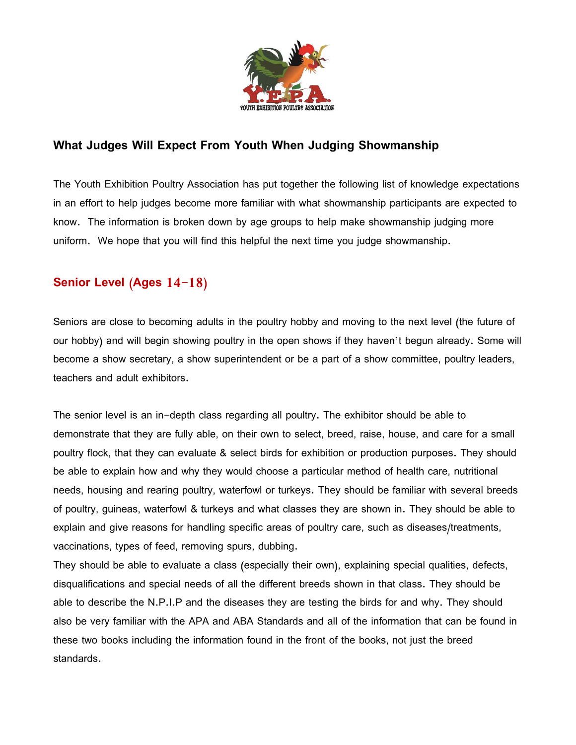## What Judges Will Expect From Youth When Judging Showmanship

The Youth Exhibition Poultry Association has put together the following list of knowledge expectations in an effort to help judges become more familiar with what showmanship participants are expected to know. The information is broken down by age groups to help make showmanship judging more uniform. We hope that you will find this helpful the next time you judge showmanship.

### Senior Level (Ages 14-18)

Seniors are close to becoming adults in the poultry hobby and moving to the next level (the future of our hobby) and will begin showing poultry in the open shows if they haven't begun already. Some will become a show secretary, a show superintendent or be a part of a show committee, poultry leaders, teachers and adult exhibitors.

The senior level is an in-depth class regarding all poultry. The exhibitor should be able to demonstrate that they are fully able, on their own to select, breed, raise, house, and care for a small poultry flock, that they can evaluate & select birds for exhibition or production purposes. They should be able to explain how and why they would choose a particular method of health care, nutritional needs, housing and rearing poultry, waterfowl or turkeys. They should be familiar with several breeds of poultry, guineas, waterfowl & turkeys and what classes they are shown in. They should be able to explain and give reasons for handling specific areas of poultry care, such as diseases/treatments, vaccinations, types of feed, removing spurs, dubbing.
They should be able to evaluate a class (especially their own), explaining special qualities, defects, disqualifications and special needs of all the different breeds shown in that class. They should be able to describe the N.P.I.P and the diseases they are testing the birds for and why. They should also be very familiar with the APA and ABA Standards and all of the information that can be found in these two books including the information found in the front of the books, not just the breed standards.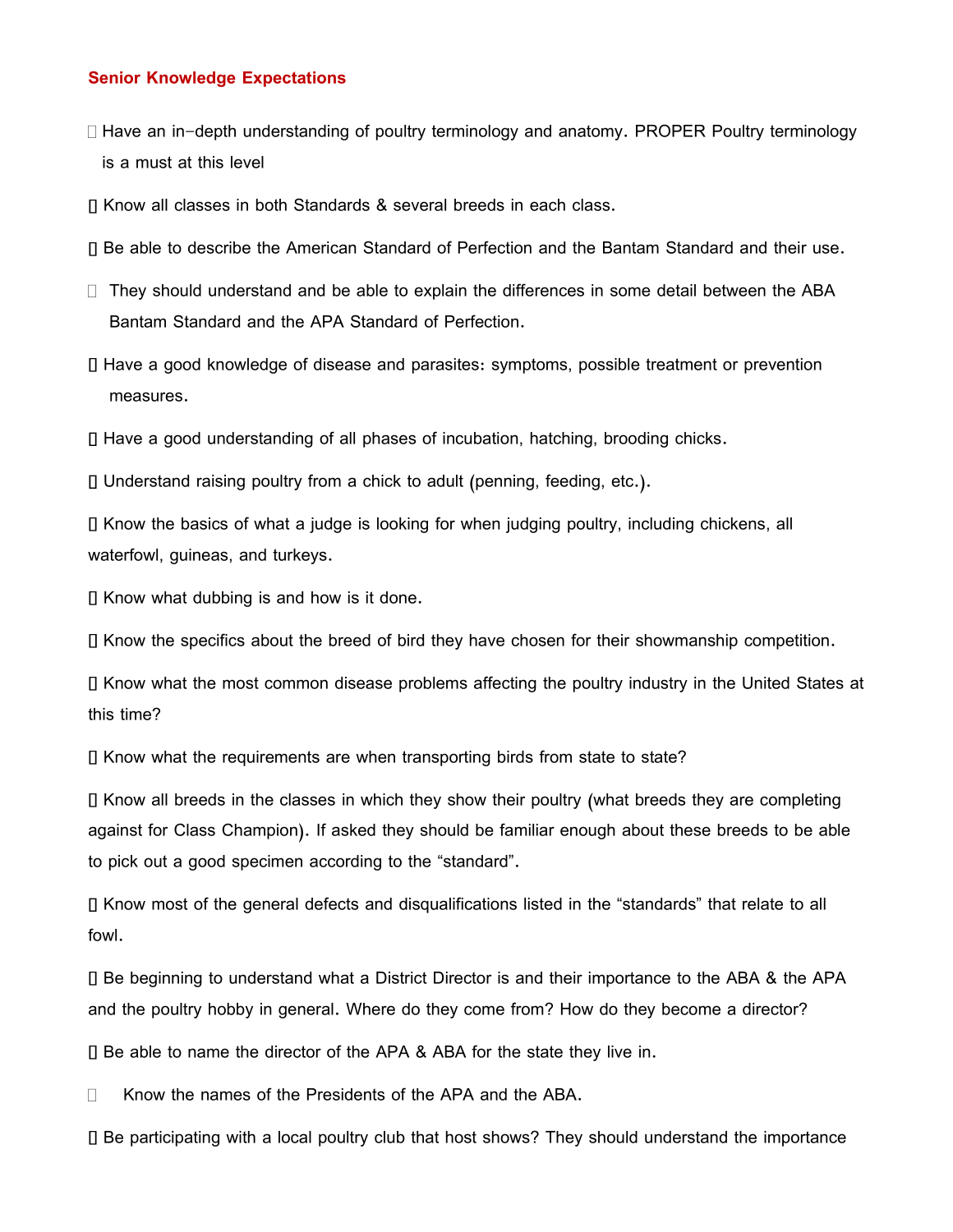## Senior Knowledge Expectations

- Have an in-depth understanding of poultry terminology and anatomy. PROPER Poultry terminology is a must at this level
- Know all classes in both Standards & several breeds in each class.
- Be able to describe the American Standard of Perfection and the Bantam Standard and their use.
- They should understand and be able to explain the differences in some detail between the ABA Bantam Standard and the APA Standard of Perfection.
- Have a good knowledge of disease and parasites: symptoms, possible treatment or prevention measures.
- Have a good understanding of all phases of incubation, hatching, brooding chicks.
- Understand raising poultry from a chick to adult (penning, feeding, etc.).
- Know the basics of what a judge is looking for when judging poultry, including chickens, all waterfowl, guineas, and turkeys.
- Know what dubbing is and how is it done.
- Know the specifics about the breed of bird they have chosen for their showmanship competition.
- Know what the most common disease problems affecting the poultry industry in the United States at this time?
- Know what the requirements are when transporting birds from state to state?
- Know all breeds in the classes in which they show their poultry (what breeds they are completing against for Class Champion). If asked they should be familiar enough about these breeds to be able to pick out a good specimen according to the "standard".
- Know most of the general defects and disqualifications listed in the "standards" that relate to all fowl.
- Be beginning to understand what a District Director is and their importance to the ABA & the APA and the poultry hobby in general. Where do they come from? How do they become a director?
- Be able to name the director of the APA & ABA for the state they live in.
- Know the names of the Presidents of the APA and the ABA.
- Be participating with a local poultry club that host shows? They should understand the importance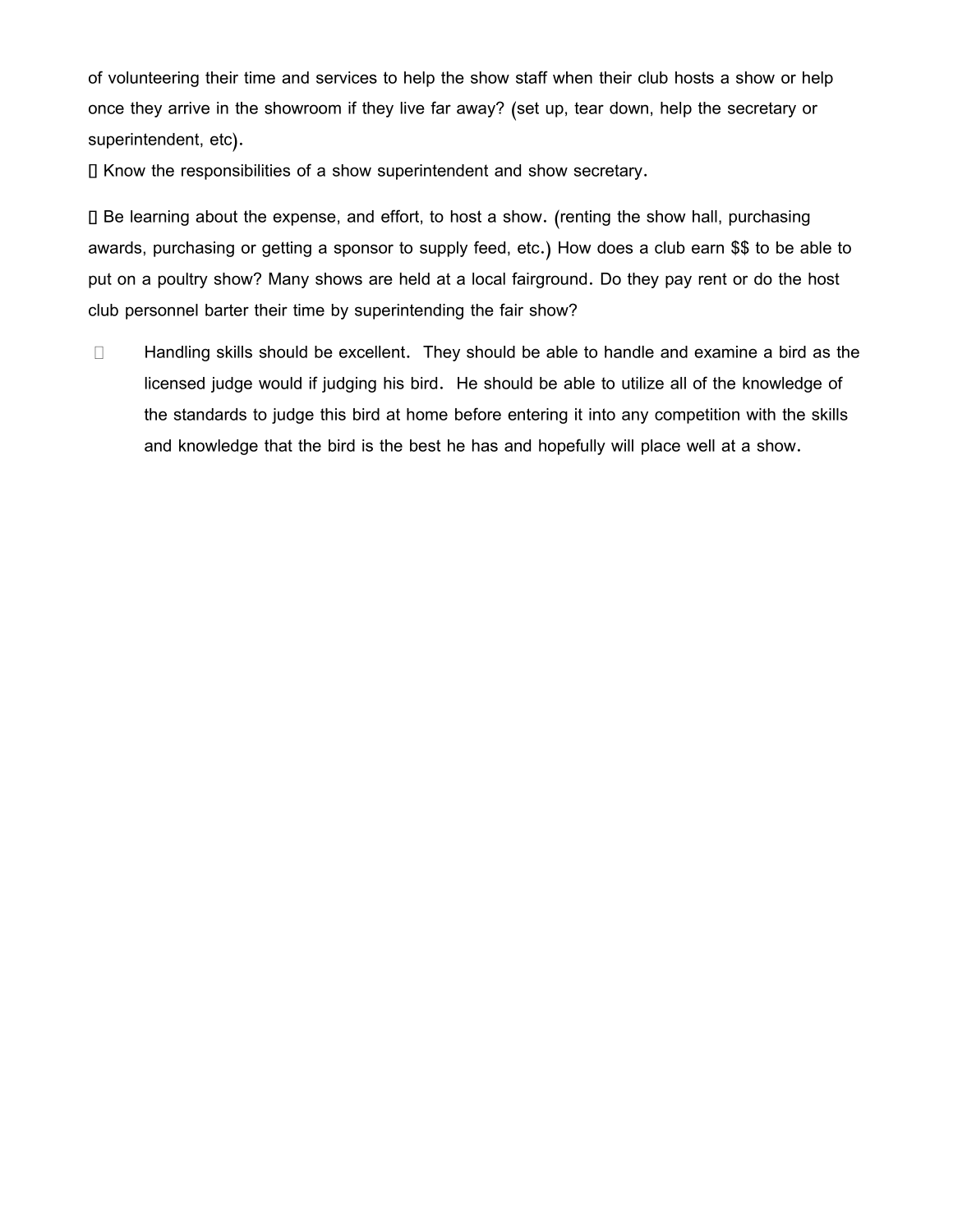of volunteering their time and services to help the show staff when their club hosts a show or help once they arrive in the showroom if they live far away? (set up, tear down, help the secretary or superintendent, etc).

- Know the responsibilities of a show superintendent and show secretary.

- Be learning about the expense, and effort, to host a show. (renting the show hall, purchasing awards, purchasing or getting a sponsor to supply feed, etc.) How does a club earn $$ to be able to put on a poultry show? Many shows are held at a local fairground. Do they pay rent or do the host club personnel barter their time by superintending the fair show?

- Handling skills should be excellent. They should be able to handle and examine a bird as the licensed judge would if judging his bird. He should be able to utilize all of the knowledge of the standards to judge this bird at home before entering it into any competition with the skills and knowledge that the bird is the best he has and hopefully will place well at a show.